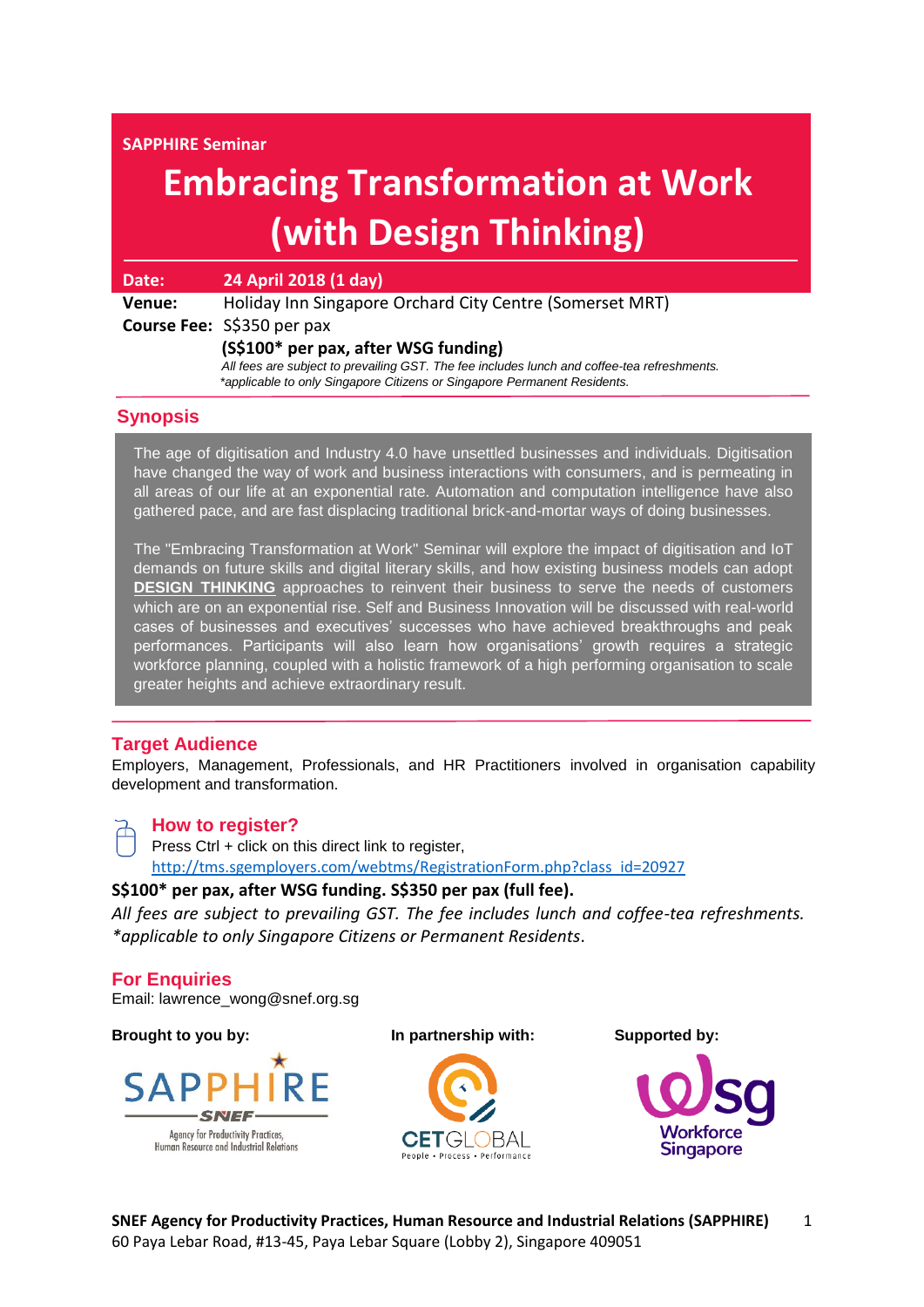**SAPPHIRE Seminar**

# Embracing Transformation at Work (with Design Thinking)

**Date:** **24 April 2018 (1 day)**

**Venue:** Holiday Inn Singapore Orchard City Centre (Somerset MRT)

**Course Fee:** S$350 per pax

**(S$100* per pax, after WSG funding)**

*All fees are subject to prevailing GST. The fee includes lunch and coffee-tea refreshments.*
**applicable to only Singapore Citizens or Singapore Permanent Residents.*

## Synopsis

The age of digitisation and Industry 4.0 have unsettled businesses and individuals. Digitisation have changed the way of work and business interactions with consumers, and is permeating in all areas of our life at an exponential rate. Automation and computation intelligence have also gathered pace, and are fast displacing traditional brick-and-mortar ways of doing businesses.

The "Embracing Transformation at Work" Seminar will explore the impact of digitisation and IoT demands on future skills and digital literacy skills, and how existing business models can adopt **DESIGN THINKING** approaches to reinvent their business to serve the needs of customers which are on an exponential rise. Self and Business Innovation will be discussed with real-world cases of businesses and executives' successes who have achieved breakthroughs and peak performances. Participants will also learn how organisations' growth requires a strategic workforce planning, coupled with a holistic framework of a high performing organisation to scale greater heights and achieve extraordinary result.

## Target Audience

Employers, Management, Professionals, and HR Practitioners involved in organisation capability development and transformation.

## How to register?

Press Ctrl + click on this direct link to register,
http://tms.sgemployers.com/webtms/RegistrationForm.php?class_id=20927

**S$100* per pax, after WSG funding. S$350 per pax (full fee).**

*All fees are subject to prevailing GST. The fee includes lunch and coffee-tea refreshments.*
**applicable to only Singapore Citizens or Permanent Residents.*

## For Enquiries

Email: lawrence_wong@snef.org.sg

**Brought to you by:** SAPPHIRE – SNEF – Agency for Productivity Practices, Human Resource and Industrial Relations

**In partnership with:** CETGLOBAL – People • Process • Performance

**Supported by:** Workforce Singapore

**SNEF Agency for Productivity Practices, Human Resource and Industrial Relations (SAPPHIRE)**
60 Paya Lebar Road, #13-45, Paya Lebar Square (Lobby 2), Singapore 409051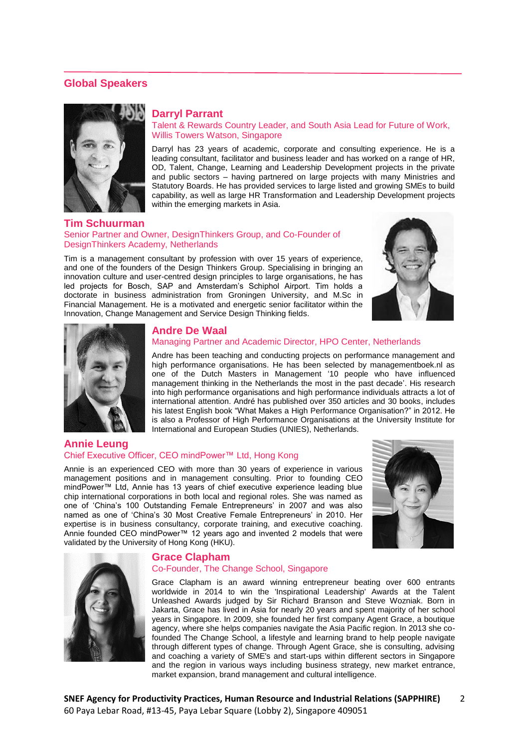## Global Speakers

### Darryl Parrant

Talent & Rewards Country Leader, and South Asia Lead for Future of Work, Willis Towers Watson, Singapore

Darryl has 23 years of academic, corporate and consulting experience. He is a leading consultant, facilitator and business leader and has worked on a range of HR, OD, Talent, Change, Learning and Leadership Development projects in the private and public sectors – having partnered on large projects with many Ministries and Statutory Boards. He has provided services to large listed and growing SMEs to build capability, as well as large HR Transformation and Leadership Development projects within the emerging markets in Asia.

### Tim Schuurman

Senior Partner and Owner, DesignThinkers Group, and Co-Founder of DesignThinkers Academy, Netherlands

Tim is a management consultant by profession with over 15 years of experience, and one of the founders of the Design Thinkers Group. Specialising in bringing an innovation culture and user-centred design principles to large organisations, he has led projects for Bosch, SAP and Amsterdam's Schiphol Airport. Tim holds a doctorate in business administration from Groningen University, and M.Sc in Financial Management. He is a motivated and energetic senior facilitator within the Innovation, Change Management and Service Design Thinking fields.

### Andre De Waal

Managing Partner and Academic Director, HPO Center, Netherlands

Andre has been teaching and conducting projects on performance management and high performance organisations. He has been selected by managementboek.nl as one of the Dutch Masters in Management '10 people who have influenced management thinking in the Netherlands the most in the past decade'. His research into high performance organisations and high performance individuals attracts a lot of international attention. André has published over 350 articles and 30 books, includes his latest English book "What Makes a High Performance Organisation?" in 2012. He is also a Professor of High Performance Organisations at the University Institute for International and European Studies (UNIES), Netherlands.

### Annie Leung

Chief Executive Officer, CEO mindPower™ Ltd, Hong Kong

Annie is an experienced CEO with more than 30 years of experience in various management positions and in management consulting. Prior to founding CEO mindPower™ Ltd, Annie has 13 years of chief executive experience leading blue chip international corporations in both local and regional roles. She was named as one of 'China's 100 Outstanding Female Entrepreneurs' in 2007 and was also named as one of 'China's 30 Most Creative Female Entrepreneurs' in 2010. Her expertise is in business consultancy, corporate training, and executive coaching. Annie founded CEO mindPower™ 12 years ago and invented 2 models that were validated by the University of Hong Kong (HKU).

### Grace Clapham

Co-Founder, The Change School, Singapore

Grace Clapham is an award winning entrepreneur beating over 600 entrants worldwide in 2014 to win the 'Inspirational Leadership' Awards at the Talent Unleashed Awards judged by Sir Richard Branson and Steve Wozniak. Born in Jakarta, Grace has lived in Asia for nearly 20 years and spent majority of her school years in Singapore. In 2009, she founded her first company Agent Grace, a boutique agency, where she helps companies navigate the Asia Pacific region. In 2013 she co-founded The Change School, a lifestyle and learning brand to help people navigate through different types of change. Through Agent Grace, she is consulting, advising and coaching a variety of SME's and start-ups within different sectors in Singapore and the region in various ways including business strategy, new market entrance, market expansion, brand management and cultural intelligence.

**SNEF Agency for Productivity Practices, Human Resource and Industrial Relations (SAPPHIRE)**
60 Paya Lebar Road, #13-45, Paya Lebar Square (Lobby 2), Singapore 409051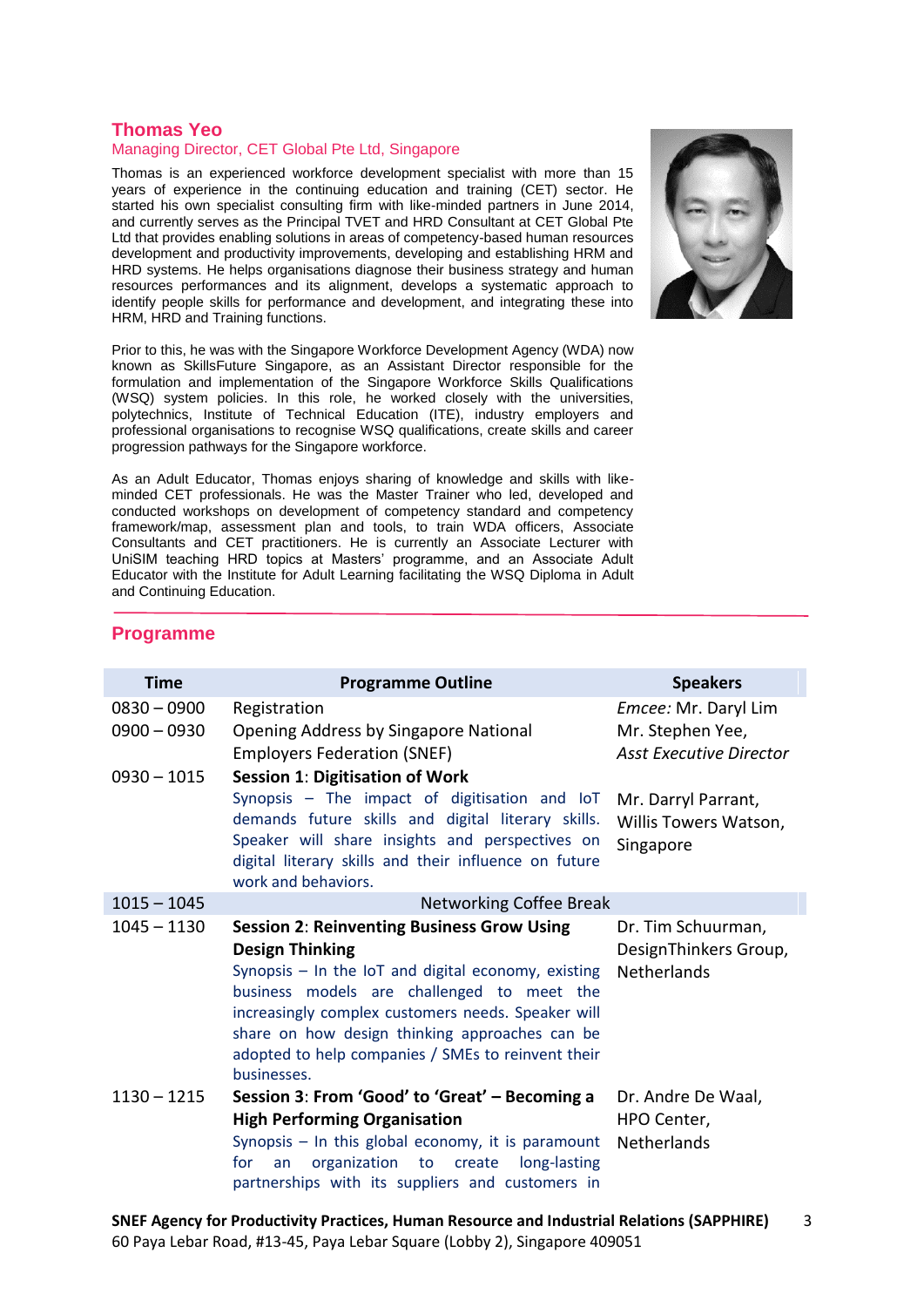### Thomas Yeo

Managing Director, CET Global Pte Ltd, Singapore

Thomas is an experienced workforce development specialist with more than 15 years of experience in the continuing education and training (CET) sector. He started his own specialist consulting firm with like-minded partners in June 2014, and currently serves as the Principal TVET and HRD Consultant at CET Global Pte Ltd that provides enabling solutions in areas of competency-based human resources development and productivity improvements, developing and establishing HRM and HRD systems. He helps organisations diagnose their business strategy and human resources performances and its alignment, develops a systematic approach to identify people skills for performance and development, and integrating these into HRM, HRD and Training functions.

Prior to this, he was with the Singapore Workforce Development Agency (WDA) now known as SkillsFuture Singapore, as an Assistant Director responsible for the formulation and implementation of the Singapore Workforce Skills Qualifications (WSQ) system policies. In this role, he worked closely with the universities, polytechnics, Institute of Technical Education (ITE), industry employers and professional organisations to recognise WSQ qualifications, create skills and career progression pathways for the Singapore workforce.

As an Adult Educator, Thomas enjoys sharing of knowledge and skills with like-minded CET professionals. He was the Master Trainer who led, developed and conducted workshops on development of competency standard and competency framework/map, assessment plan and tools, to train WDA officers, Associate Consultants and CET practitioners. He is currently an Associate Lecturer with UniSIM teaching HRD topics at Masters' programme, and an Associate Adult Educator with the Institute for Adult Learning facilitating the WSQ Diploma in Adult and Continuing Education.

## Programme

| Time | Programme Outline | Speakers |
|---|---|---|
| 0830 – 0900 | Registration | *Emcee:* Mr. Daryl Lim |
| 0900 – 0930 | Opening Address by Singapore National Employers Federation (SNEF) | Mr. Stephen Yee, *Asst Executive Director* |
| 0930 – 1015 | **Session 1: Digitisation of Work**<br>Synopsis – The impact of digitisation and IoT demands future skills and digital literary skills. Speaker will share insights and perspectives on digital literary skills and their influence on future work and behaviors. | Mr. Darryl Parrant, Willis Towers Watson, Singapore |
| 1015 – 1045 | Networking Coffee Break | |
| 1045 – 1130 | **Session 2: Reinventing Business Grow Using Design Thinking**<br>Synopsis – In the IoT and digital economy, existing business models are challenged to meet the increasingly complex customers needs. Speaker will share on how design thinking approaches can be adopted to help companies / SMEs to reinvent their businesses. | Dr. Tim Schuurman, DesignThinkers Group, Netherlands |
| 1130 – 1215 | **Session 3: From 'Good' to 'Great' – Becoming a High Performing Organisation**<br>Synopsis – In this global economy, it is paramount for an organization to create long-lasting partnerships with its suppliers and customers in | Dr. Andre De Waal, HPO Center, Netherlands |

**SNEF Agency for Productivity Practices, Human Resource and Industrial Relations (SAPPHIRE)**
60 Paya Lebar Road, #13-45, Paya Lebar Square (Lobby 2), Singapore 409051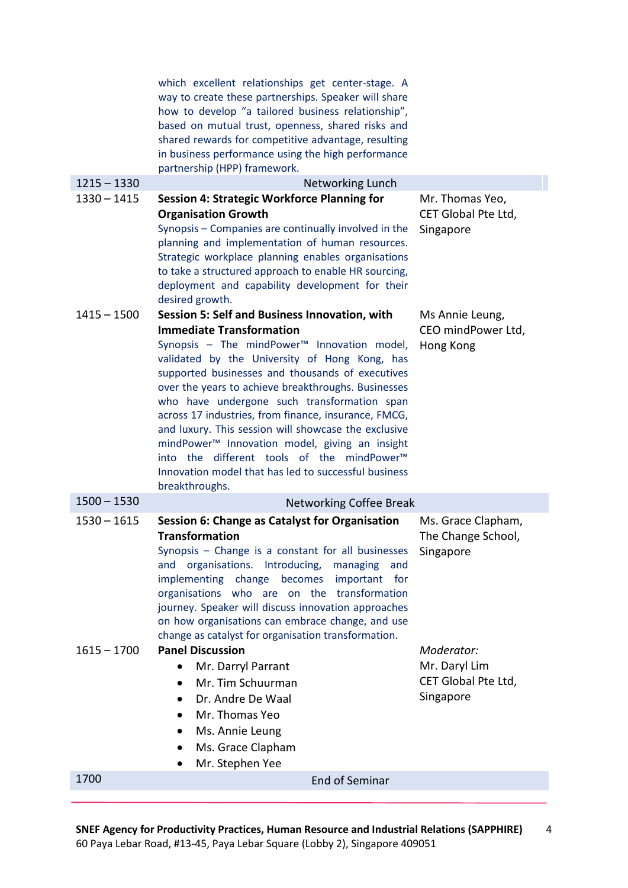| | | |
|---|---|---|
| | which excellent relationships get center-stage. A way to create these partnerships. Speaker will share how to develop "a tailored business relationship", based on mutual trust, openness, shared risks and shared rewards for competitive advantage, resulting in business performance using the high performance partnership (HPP) framework. | |
| 1215 – 1330 | Networking Lunch | |
| 1330 – 1415 | **Session 4: Strategic Workforce Planning for Organisation Growth**<br>Synopsis – Companies are continually involved in the planning and implementation of human resources. Strategic workplace planning enables organisations to take a structured approach to enable HR sourcing, deployment and capability development for their desired growth. | Mr. Thomas Yeo, CET Global Pte Ltd, Singapore |
| 1415 – 1500 | **Session 5: Self and Business Innovation, with Immediate Transformation**<br>Synopsis – The mindPower™ Innovation model, validated by the University of Hong Kong, has supported businesses and thousands of executives over the years to achieve breakthroughs. Businesses who have undergone such transformation span across 17 industries, from finance, insurance, FMCG, and luxury. This session will showcase the exclusive mindPower™ Innovation model, giving an insight into the different tools of the mindPower™ Innovation model that has led to successful business breakthroughs. | Ms Annie Leung, CEO mindPower Ltd, Hong Kong |
| 1500 – 1530 | Networking Coffee Break | |
| 1530 – 1615 | **Session 6: Change as Catalyst for Organisation Transformation**<br>Synopsis – Change is a constant for all businesses and organisations. Introducing, managing and implementing change becomes important for organisations who are on the transformation journey. Speaker will discuss innovation approaches on how organisations can embrace change, and use change as catalyst for organisation transformation. | Ms. Grace Clapham, The Change School, Singapore |
| 1615 – 1700 | **Panel Discussion**<br>• Mr. Darryl Parrant<br>• Mr. Tim Schuurman<br>• Dr. Andre De Waal<br>• Mr. Thomas Yeo<br>• Ms. Annie Leung<br>• Ms. Grace Clapham<br>• Mr. Stephen Yee | *Moderator:*<br>Mr. Daryl Lim<br>CET Global Pte Ltd, Singapore |
| 1700 | End of Seminar | |

**SNEF Agency for Productivity Practices, Human Resource and Industrial Relations (SAPPHIRE)**
60 Paya Lebar Road, #13-45, Paya Lebar Square (Lobby 2), Singapore 409051